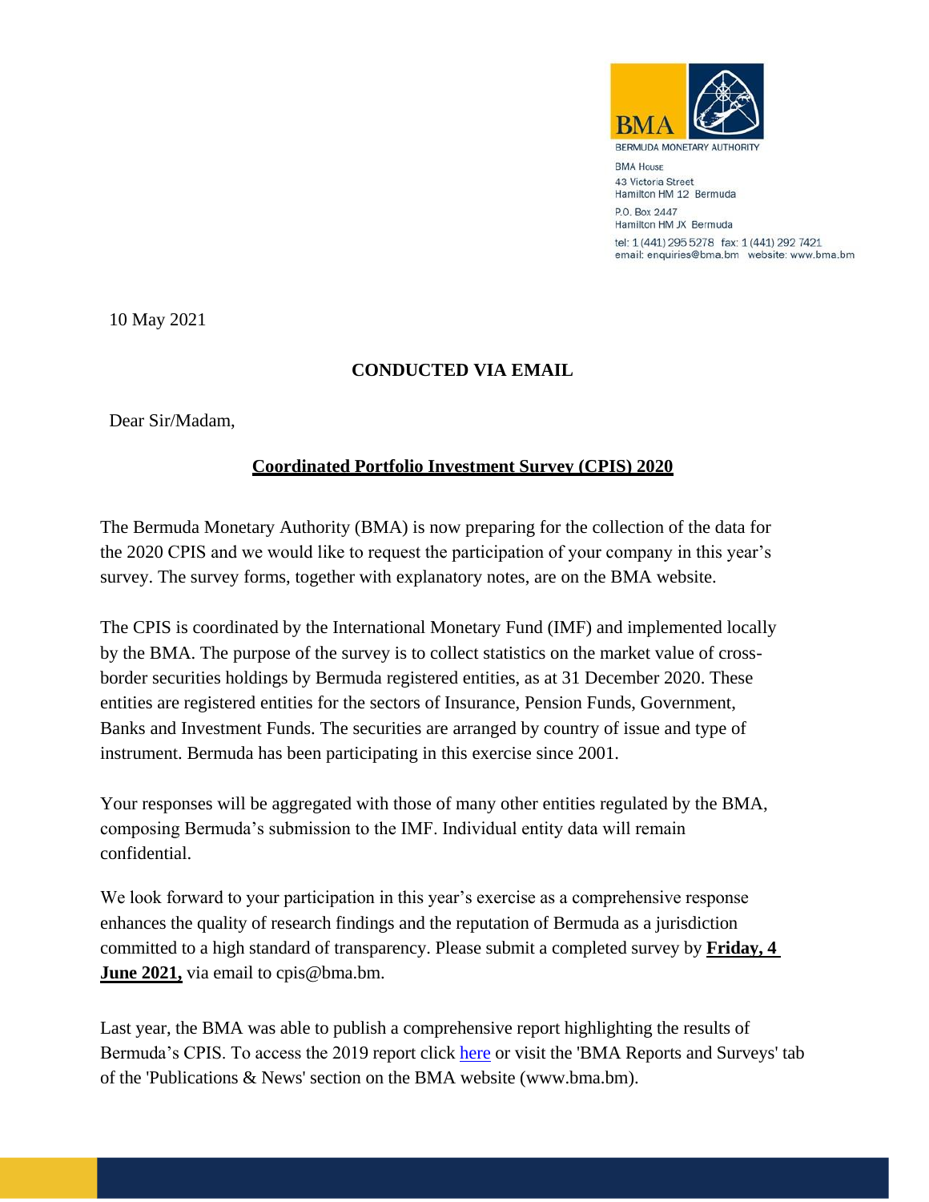BERMUDA MONETARY AUTHORITY

BMA House
43 Victoria Street
Hamilton HM 12 Bermuda
P.O. Box 2447
Hamilton HM JX Bermuda
tel: 1 (441) 295 5278 fax: 1 (441) 292 7421
email: enquiries@bma.bm website: www.bma.bm

10 May 2021

**CONDUCTED VIA EMAIL**

Dear Sir/Madam,

**Coordinated Portfolio Investment Survey (CPIS) 2020**

The Bermuda Monetary Authority (BMA) is now preparing for the collection of the data for the 2020 CPIS and we would like to request the participation of your company in this year's survey. The survey forms, together with explanatory notes, are on the BMA website.

The CPIS is coordinated by the International Monetary Fund (IMF) and implemented locally by the BMA. The purpose of the survey is to collect statistics on the market value of cross-border securities holdings by Bermuda registered entities, as at 31 December 2020. These entities are registered entities for the sectors of Insurance, Pension Funds, Government, Banks and Investment Funds. The securities are arranged by country of issue and type of instrument. Bermuda has been participating in this exercise since 2001.

Your responses will be aggregated with those of many other entities regulated by the BMA, composing Bermuda's submission to the IMF. Individual entity data will remain confidential.

We look forward to your participation in this year's exercise as a comprehensive response enhances the quality of research findings and the reputation of Bermuda as a jurisdiction committed to a high standard of transparency. Please submit a completed survey by **Friday, 4 June 2021,** via email to cpis@bma.bm.

Last year, the BMA was able to publish a comprehensive report highlighting the results of Bermuda's CPIS. To access the 2019 report click here or visit the 'BMA Reports and Surveys' tab of the 'Publications & News' section on the BMA website (www.bma.bm).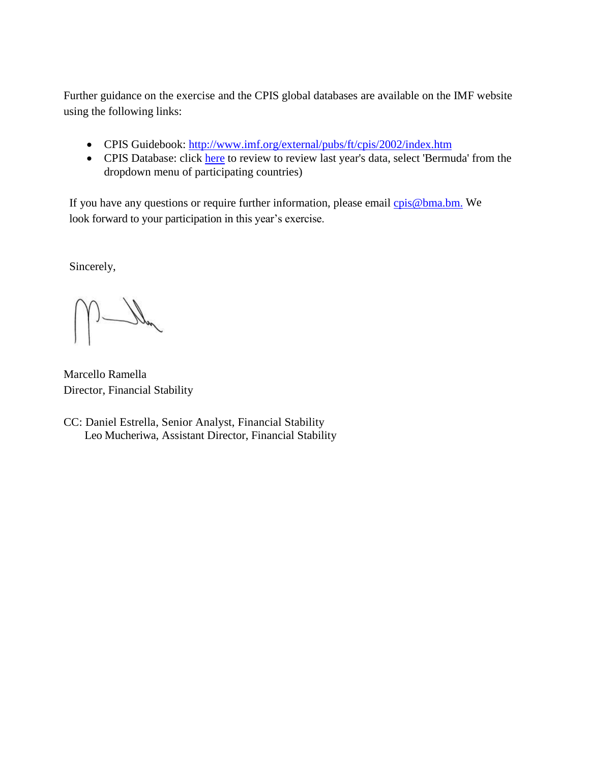Further guidance on the exercise and the CPIS global databases are available on the IMF website using the following links:

- CPIS Guidebook: http://www.imf.org/external/pubs/ft/cpis/2002/index.htm
- CPIS Database: click here to review to review last year's data, select 'Bermuda' from the dropdown menu of participating countries)

If you have any questions or require further information, please email cpis@bma.bm. We look forward to your participation in this year's exercise.

Sincerely,

Marcello Ramella
Director, Financial Stability

CC: Daniel Estrella, Senior Analyst, Financial Stability
Leo Mucheriwa, Assistant Director, Financial Stability